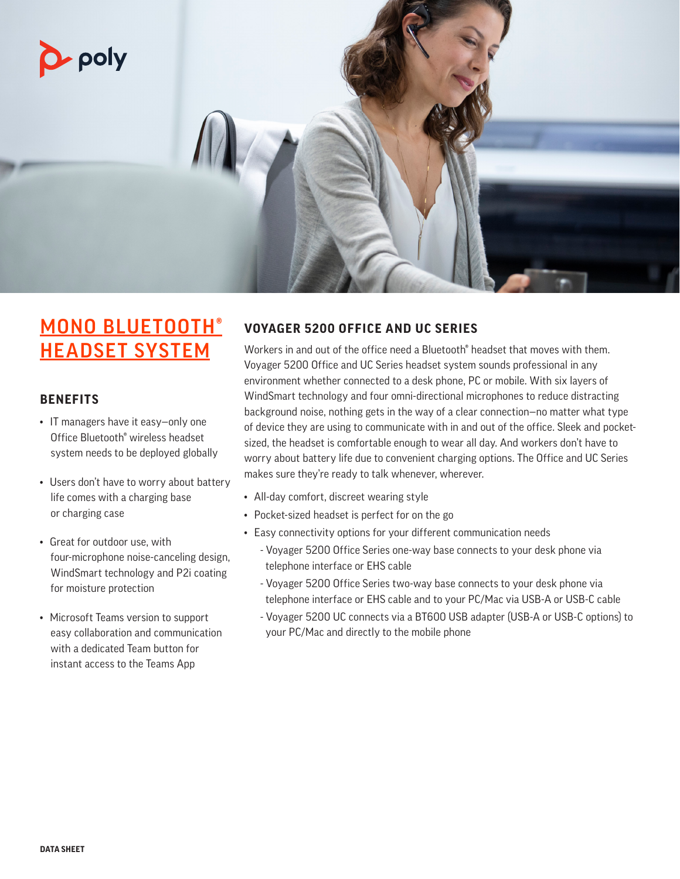# MONO BLUETOOTH® HEADSET SYSTEM

## BENEFITS

- IT managers have it easy–only one Office Bluetooth® wireless headset system needs to be deployed globally
- Users don't have to worry about battery life comes with a charging base or charging case
- Great for outdoor use, with four-microphone noise-canceling design, WindSmart technology and P2i coating for moisture protection
- Microsoft Teams version to support easy collaboration and communication with a dedicated Team button for instant access to the Teams App

## VOYAGER 5200 OFFICE AND UC SERIES

Workers in and out of the office need a Bluetooth® headset that moves with them. Voyager 5200 Office and UC Series headset system sounds professional in any environment whether connected to a desk phone, PC or mobile. With six layers of WindSmart technology and four omni-directional microphones to reduce distracting background noise, nothing gets in the way of a clear connection—no matter what type of device they are using to communicate with in and out of the office. Sleek and pocket-sized, the headset is comfortable enough to wear all day. And workers don't have to worry about battery life due to convenient charging options. The Office and UC Series makes sure they're ready to talk whenever, wherever.

- All-day comfort, discreet wearing style
- Pocket-sized headset is perfect for on the go
- Easy connectivity options for your different communication needs
  - Voyager 5200 Office Series one-way base connects to your desk phone via telephone interface or EHS cable
  - Voyager 5200 Office Series two-way base connects to your desk phone via telephone interface or EHS cable and to your PC/Mac via USB-A or USB-C cable
  - Voyager 5200 UC connects via a BT600 USB adapter (USB-A or USB-C options) to your PC/Mac and directly to the mobile phone

DATA SHEET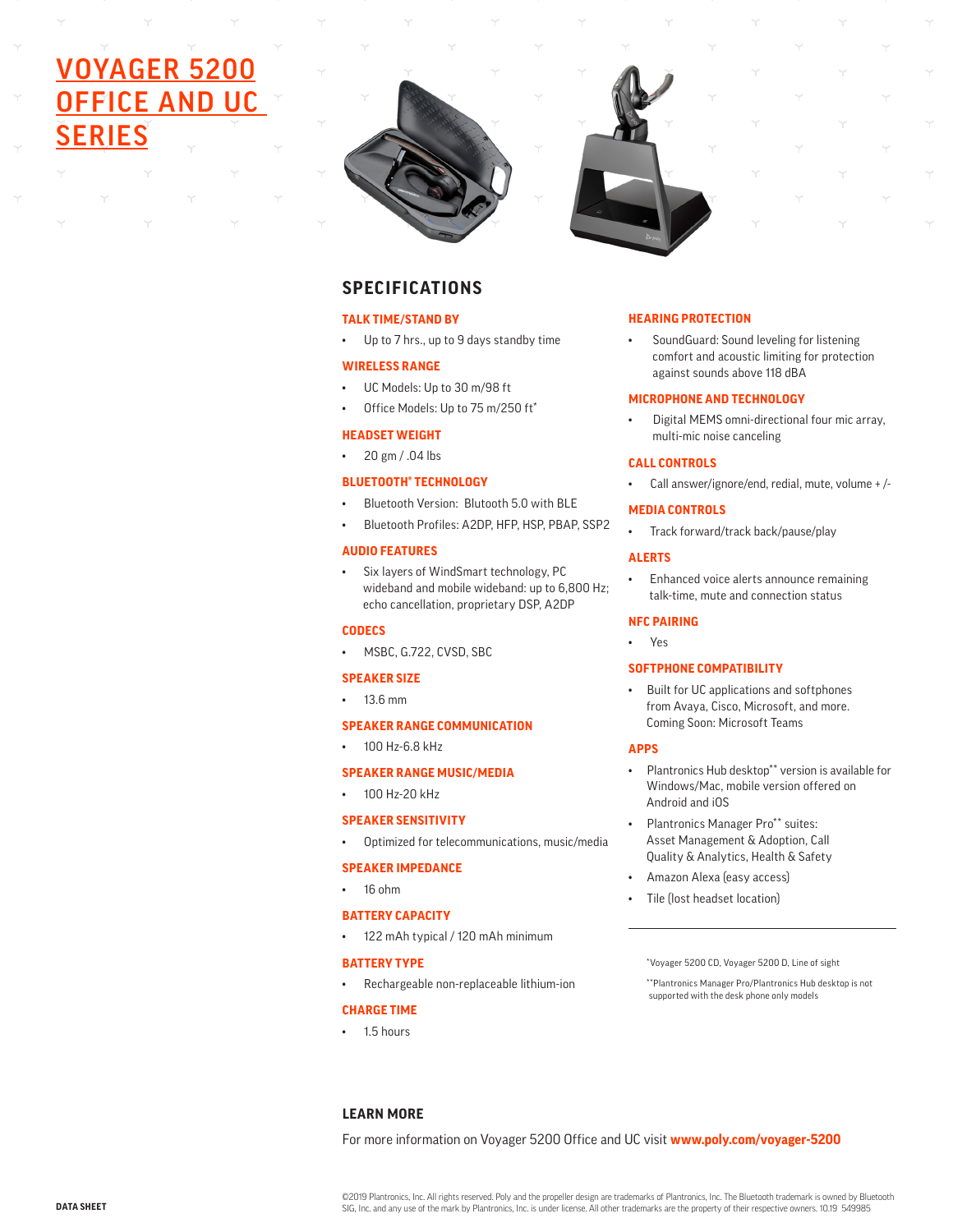# VOYAGER 5200 OFFICE AND UC SERIES

## SPECIFICATIONS

### TALK TIME/STAND BY

- Up to 7 hrs., up to 9 days standby time

### WIRELESS RANGE

- UC Models: Up to 30 m/98 ft
- Office Models: Up to 75 m/250 ft*

### HEADSET WEIGHT

- 20 gm / .04 lbs

### BLUETOOTH® TECHNOLOGY

- Bluetooth Version: Bluetooth 5.0 with BLE
- Bluetooth Profiles: A2DP, HFP, HSP, PBAP, SSP2

### AUDIO FEATURES

- Six layers of WindSmart technology, PC wideband and mobile wideband: up to 6,800 Hz; echo cancellation, proprietary DSP, A2DP

### CODECS

- MSBC, G.722, CVSD, SBC

### SPEAKER SIZE

- 13.6 mm

### SPEAKER RANGE COMMUNICATION

- 100 Hz-6.8 kHz

### SPEAKER RANGE MUSIC/MEDIA

- 100 Hz-20 kHz

### SPEAKER SENSITIVITY

- Optimized for telecommunications, music/media

### SPEAKER IMPEDANCE

- 16 ohm

### BATTERY CAPACITY

- 122 mAh typical / 120 mAh minimum

### BATTERY TYPE

- Rechargeable non-replaceable lithium-ion

### CHARGE TIME

- 1.5 hours

### HEARING PROTECTION

- SoundGuard: Sound leveling for listening comfort and acoustic limiting for protection against sounds above 118 dBA

### MICROPHONE AND TECHNOLOGY

- Digital MEMS omni-directional four mic array, multi-mic noise canceling

### CALL CONTROLS

- Call answer/ignore/end, redial, mute, volume + /-

### MEDIA CONTROLS

- Track forward/track back/pause/play

### ALERTS

- Enhanced voice alerts announce remaining talk-time, mute and connection status

### NFC PAIRING

- Yes

### SOFTPHONE COMPATIBILITY

- Built for UC applications and softphones from Avaya, Cisco, Microsoft, and more. Coming Soon: Microsoft Teams

### APPS

- Plantronics Hub desktop** version is available for Windows/Mac, mobile version offered on Android and iOS
- Plantronics Manager Pro** suites: Asset Management & Adoption, Call Quality & Analytics, Health & Safety
- Amazon Alexa (easy access)
- Tile (lost headset location)

*Voyager 5200 CD, Voyager 5200 D, Line of sight

**Plantronics Manager Pro/Plantronics Hub desktop is not supported with the desk phone only models

## LEARN MORE

For more information on Voyager 5200 Office and UC visit **www.poly.com/voyager-5200**

DATA SHEET

©2019 Plantronics, Inc. All rights reserved. Poly and the propeller design are trademarks of Plantronics, Inc. The Bluetooth trademark is owned by Bluetooth SIG, Inc. and any use of the mark by Plantronics, Inc. is under license. All other trademarks are the property of their respective owners. 10.19 549985